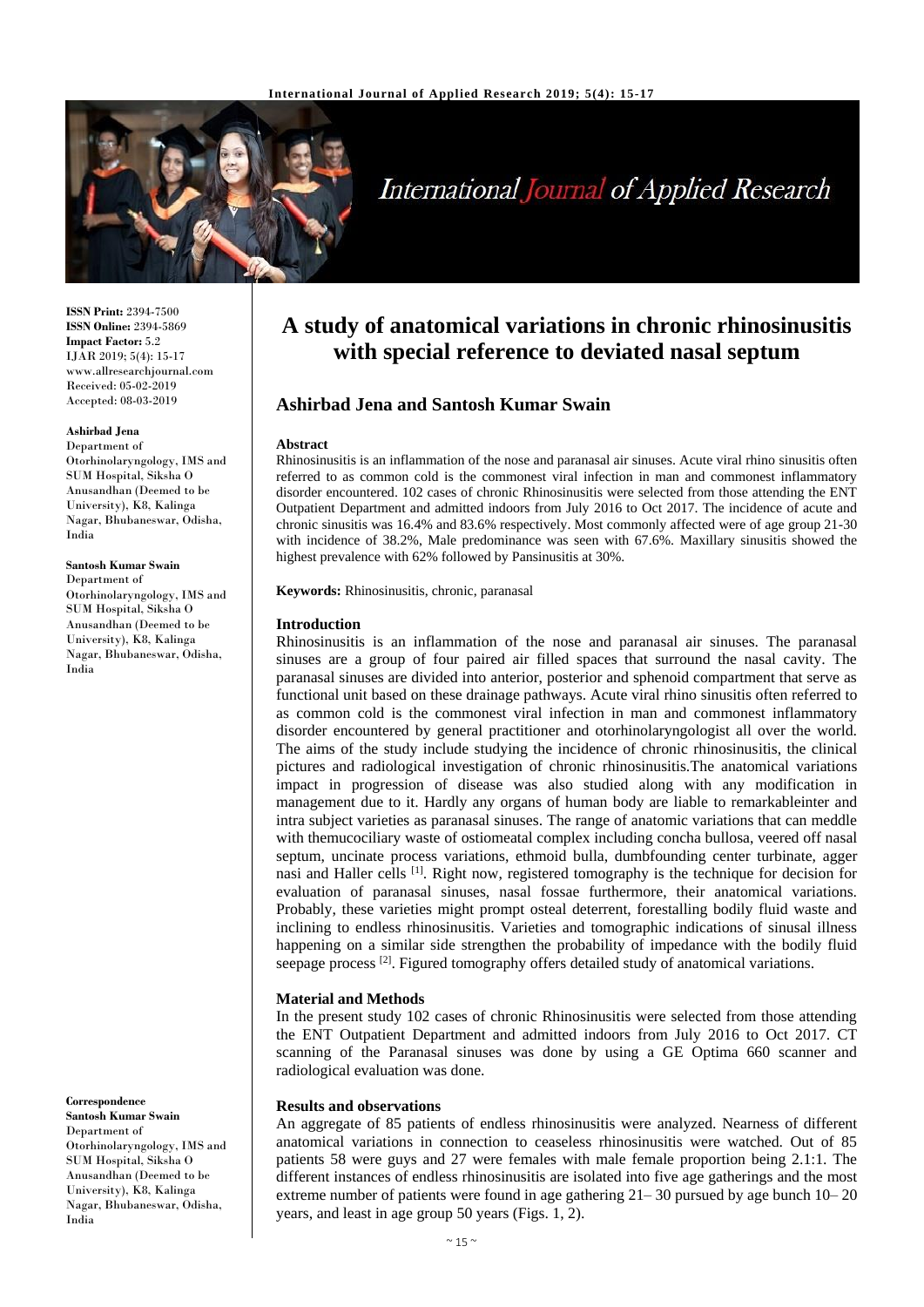# A study of anatomical variations in chronic rhinosinusitis with special reference to deviated nasal septum

## Ashirbad Jena and Santosh Kumar Swain

**ISSN Print:** 2394-7500
**ISSN Online:** 2394-5869
**Impact Factor:** 5.2
IJAR 2019; 5(4): 15-17
www.allresearchjournal.com
Received: 05-02-2019
Accepted: 08-03-2019

**Ashirbad Jena**
Department of Otorhinolaryngology, IMS and SUM Hospital, Siksha O Anusandhan (Deemed to be University), K8, Kalinga Nagar, Bhubaneswar, Odisha, India

**Santosh Kumar Swain**
Department of Otorhinolaryngology, IMS and SUM Hospital, Siksha O Anusandhan (Deemed to be University), K8, Kalinga Nagar, Bhubaneswar, Odisha, India

**Correspondence**
**Santosh Kumar Swain**
Department of Otorhinolaryngology, IMS and SUM Hospital, Siksha O Anusandhan (Deemed to be University), K8, Kalinga Nagar, Bhubaneswar, Odisha, India

### Abstract

Rhinosinusitis is an inflammation of the nose and paranasal air sinuses. Acute viral rhino sinusitis often referred to as common cold is the commonest viral infection in man and commonest inflammatory disorder encountered. 102 cases of chronic Rhinosinusitis were selected from those attending the ENT Outpatient Department and admitted indoors from July 2016 to Oct 2017. The incidence of acute and chronic sinusitis was 16.4% and 83.6% respectively. Most commonly affected were of age group 21-30 with incidence of 38.2%, Male predominance was seen with 67.6%. Maxillary sinusitis showed the highest prevalence with 62% followed by Pansinusitis at 30%.

**Keywords:** Rhinosinusitis, chronic, paranasal

### Introduction

Rhinosinusitis is an inflammation of the nose and paranasal air sinuses. The paranasal sinuses are a group of four paired air filled spaces that surround the nasal cavity. The paranasal sinuses are divided into anterior, posterior and sphenoid compartment that serve as functional unit based on these drainage pathways. Acute viral rhino sinusitis often referred to as common cold is the commonest viral infection in man and commonest inflammatory disorder encountered by general practitioner and otorhinolaryngologist all over the world. The aims of the study include studying the incidence of chronic rhinosinusitis, the clinical pictures and radiological investigation of chronic rhinosinusitis.The anatomical variations impact in progression of disease was also studied along with any modification in management due to it. Hardly any organs of human body are liable to remarkableinter and intra subject varieties as paranasal sinuses. The range of anatomic variations that can meddle with themucociliary waste of ostiomeatal complex including concha bullosa, veered off nasal septum, uncinate process variations, ethmoid bulla, dumbfounding center turbinate, agger nasi and Haller cells [1]. Right now, registered tomography is the technique for decision for evaluation of paranasal sinuses, nasal fossae furthermore, their anatomical variations. Probably, these varieties might prompt osteal deterrent, forestalling bodily fluid waste and inclining to endless rhinosinusitis. Varieties and tomographic indications of sinusal illness happening on a similar side strengthen the probability of impedance with the bodily fluid seepage process [2]. Figured tomography offers detailed study of anatomical variations.

### Material and Methods

In the present study 102 cases of chronic Rhinosinusitis were selected from those attending the ENT Outpatient Department and admitted indoors from July 2016 to Oct 2017. CT scanning of the Paranasal sinuses was done by using a GE Optima 660 scanner and radiological evaluation was done.

### Results and observations

An aggregate of 85 patients of endless rhinosinusitis were analyzed. Nearness of different anatomical variations in connection to ceaseless rhinosinusitis were watched. Out of 85 patients 58 were guys and 27 were females with male female proportion being 2.1:1. The different instances of endless rhinosinusitis are isolated into five age gatherings and the most extreme number of patients were found in age gathering 21– 30 pursued by age bunch 10– 20 years, and least in age group 50 years (Figs. 1, 2).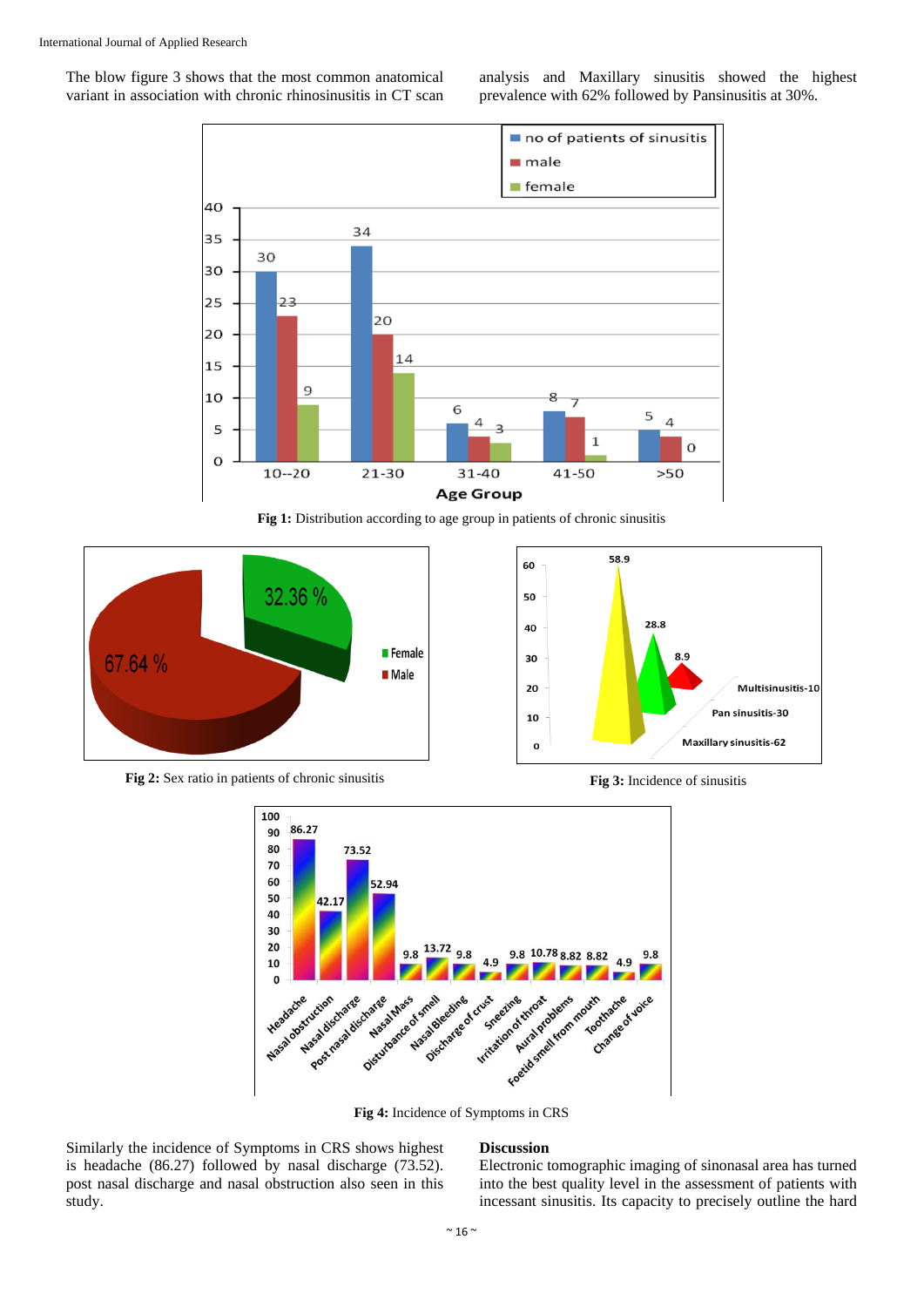The blow figure 3 shows that the most common anatomical variant in association with chronic rhinosinusitis in CT scan analysis and Maxillary sinusitis showed the highest prevalence with 62% followed by Pansinusitis at 30%.

**Fig 1:** Distribution according to age group in patients of chronic sinusitis

**Fig 2:** Sex ratio in patients of chronic sinusitis

**Fig 3:** Incidence of sinusitis

**Fig 4:** Incidence of Symptoms in CRS

Similarly the incidence of Symptoms in CRS shows highest is headache (86.27) followed by nasal discharge (73.52). post nasal discharge and nasal obstruction also seen in this study.

## Discussion

Electronic tomographic imaging of sinonasal area has turned into the best quality level in the assessment of patients with incessant sinusitis. Its capacity to precisely outline the hard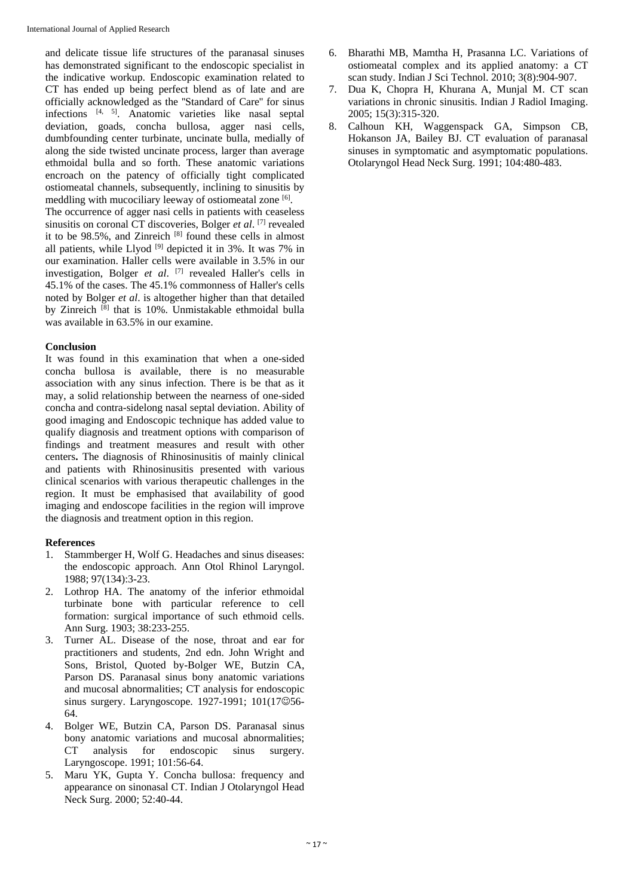and delicate tissue life structures of the paranasal sinuses has demonstrated significant to the endoscopic specialist in the indicative workup. Endoscopic examination related to CT has ended up being perfect blend as of late and are officially acknowledged as the "Standard of Care" for sinus infections [4, 5]. Anatomic varieties like nasal septal deviation, goads, concha bullosa, agger nasi cells, dumbfounding center turbinate, uncinate bulla, medially of along the side twisted uncinate process, larger than average ethmoidal bulla and so forth. These anatomic variations encroach on the patency of officially tight complicated ostiomeatal channels, subsequently, inclining to sinusitis by meddling with mucociliary leeway of ostiomeatal zone [6].

The occurrence of agger nasi cells in patients with ceaseless sinusitis on coronal CT discoveries, Bolger *et al*. [7] revealed it to be 98.5%, and Zinreich [8] found these cells in almost all patients, while Llyod [9] depicted it in 3%. It was 7% in our examination. Haller cells were available in 3.5% in our investigation, Bolger *et al*. [7] revealed Haller's cells in 45.1% of the cases. The 45.1% commonness of Haller's cells noted by Bolger *et al*. is altogether higher than that detailed by Zinreich [8] that is 10%. Unmistakable ethmoidal bulla was available in 63.5% in our examine.

**Conclusion**

It was found in this examination that when a one-sided concha bullosa is available, there is no measurable association with any sinus infection. There is be that as it may, a solid relationship between the nearness of one-sided concha and contra-sidelong nasal septal deviation. Ability of good imaging and Endoscopic technique has added value to qualify diagnosis and treatment options with comparison of findings and treatment measures and result with other centers**.** The diagnosis of Rhinosinusitis of mainly clinical and patients with Rhinosinusitis presented with various clinical scenarios with various therapeutic challenges in the region. It must be emphasised that availability of good imaging and endoscope facilities in the region will improve the diagnosis and treatment option in this region.

**References**

1. Stammberger H, Wolf G. Headaches and sinus diseases: the endoscopic approach. Ann Otol Rhinol Laryngol. 1988; 97(134):3-23.
2. Lothrop HA. The anatomy of the inferior ethmoidal turbinate bone with particular reference to cell formation: surgical importance of such ethmoid cells. Ann Surg. 1903; 38:233-255.
3. Turner AL. Disease of the nose, throat and ear for practitioners and students, 2nd edn. John Wright and Sons, Bristol, Quoted by-Bolger WE, Butzin CA, Parson DS. Paranasal sinus bony anatomic variations and mucosal abnormalities; CT analysis for endoscopic sinus surgery. Laryngoscope. 1927-1991; 101(17☺56-64.
4. Bolger WE, Butzin CA, Parson DS. Paranasal sinus bony anatomic variations and mucosal abnormalities; CT analysis for endoscopic sinus surgery. Laryngoscope. 1991; 101:56-64.
5. Maru YK, Gupta Y. Concha bullosa: frequency and appearance on sinonasal CT. Indian J Otolaryngol Head Neck Surg. 2000; 52:40-44.
6. Bharathi MB, Mamtha H, Prasanna LC. Variations of ostiomeatal complex and its applied anatomy: a CT scan study. Indian J Sci Technol. 2010; 3(8):904-907.
7. Dua K, Chopra H, Khurana A, Munjal M. CT scan variations in chronic sinusitis. Indian J Radiol Imaging. 2005; 15(3):315-320.
8. Calhoun KH, Waggenspack GA, Simpson CB, Hokanson JA, Bailey BJ. CT evaluation of paranasal sinuses in symptomatic and asymptomatic populations. Otolaryngol Head Neck Surg. 1991; 104:480-483.